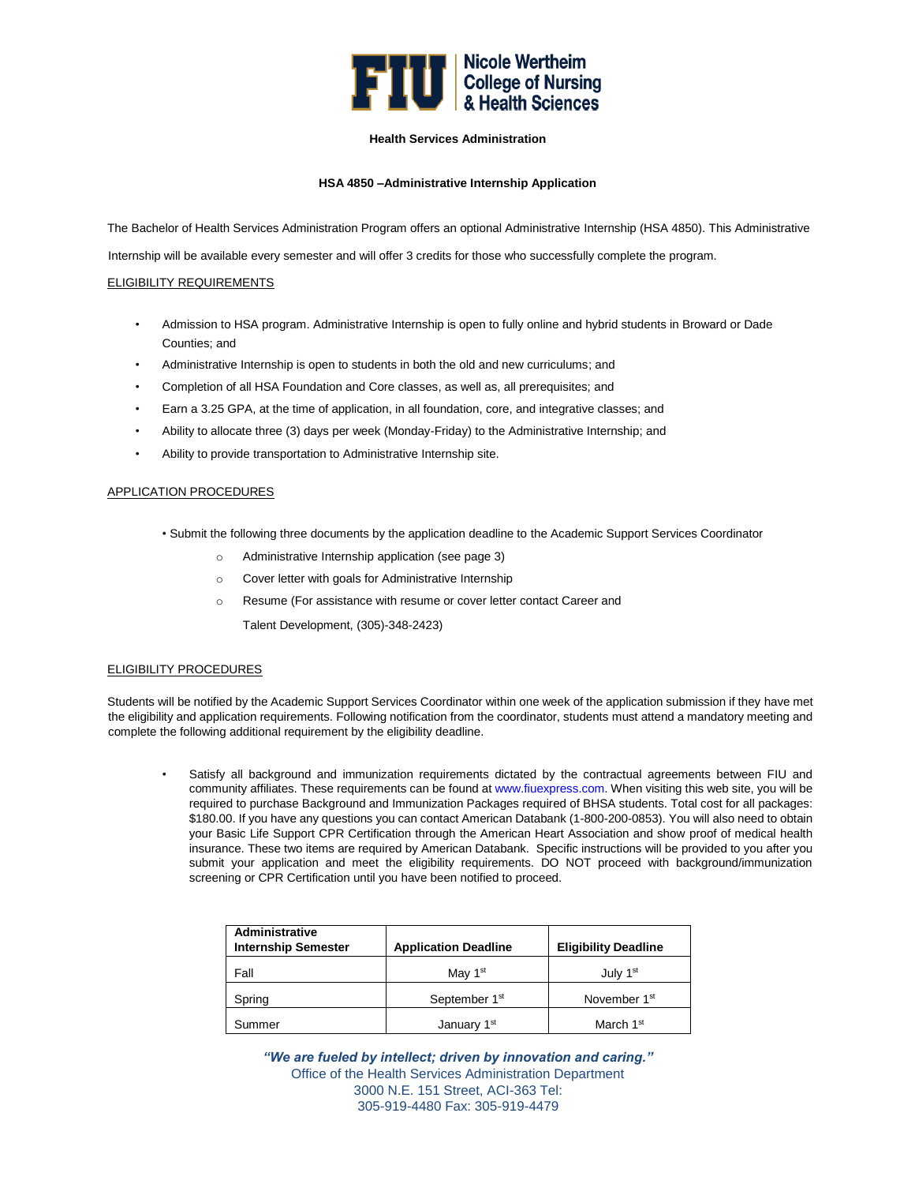**FIU | Nicole Wertheim College of Nursing & Health Sciences**

**Health Services Administration**

**HSA 4850 –Administrative Internship Application**

The Bachelor of Health Services Administration Program offers an optional Administrative Internship (HSA 4850). This Administrative Internship will be available every semester and will offer 3 credits for those who successfully complete the program.

ELIGIBILITY REQUIREMENTS

- Admission to HSA program. Administrative Internship is open to fully online and hybrid students in Broward or Dade Counties; and
- Administrative Internship is open to students in both the old and new curriculums; and
- Completion of all HSA Foundation and Core classes, as well as, all prerequisites; and
- Earn a 3.25 GPA, at the time of application, in all foundation, core, and integrative classes; and
- Ability to allocate three (3) days per week (Monday-Friday) to the Administrative Internship; and
- Ability to provide transportation to Administrative Internship site.

APPLICATION PROCEDURES

- Submit the following three documents by the application deadline to the Academic Support Services Coordinator
  - Administrative Internship application (see page 3)
  - Cover letter with goals for Administrative Internship
  - Resume (For assistance with resume or cover letter contact Career and Talent Development, (305)-348-2423)

ELIGIBILITY PROCEDURES

Students will be notified by the Academic Support Services Coordinator within one week of the application submission if they have met the eligibility and application requirements. Following notification from the coordinator, students must attend a mandatory meeting and complete the following additional requirement by the eligibility deadline.

- Satisfy all background and immunization requirements dictated by the contractual agreements between FIU and community affiliates. These requirements can be found at www.fiuexpress.com. When visiting this web site, you will be required to purchase Background and Immunization Packages required of BHSA students. Total cost for all packages: $180.00. If you have any questions you can contact American Databank (1-800-200-0853). You will also need to obtain your Basic Life Support CPR Certification through the American Heart Association and show proof of medical health insurance. These two items are required by American Databank. Specific instructions will be provided to you after you submit your application and meet the eligibility requirements. DO NOT proceed with background/immunization screening or CPR Certification until you have been notified to proceed.

| Administrative Internship Semester | Application Deadline | Eligibility Deadline |
|---|---|---|
| Fall | May 1st | July 1st |
| Spring | September 1st | November 1st |
| Summer | January 1st | March 1st |

***"We are fueled by intellect; driven by innovation and caring."***
Office of the Health Services Administration Department
3000 N.E. 151 Street, ACI-363 Tel: 305-919-4480 Fax: 305-919-4479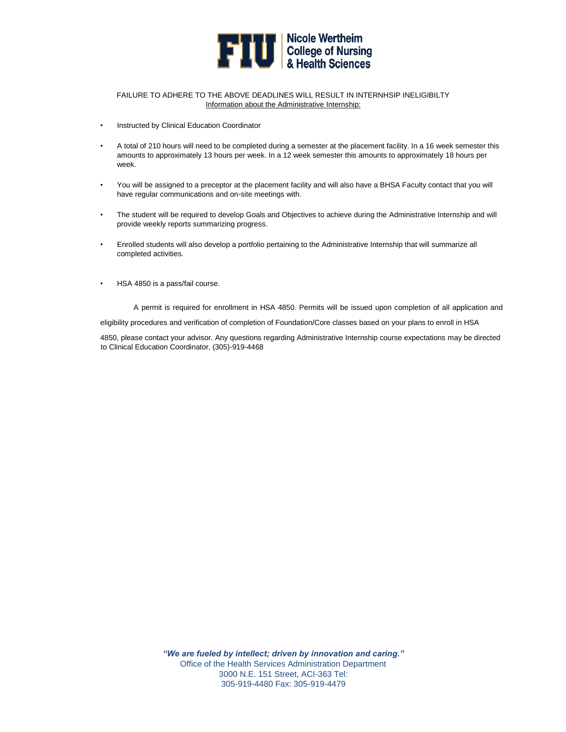FAILURE TO ADHERE TO THE ABOVE DEADLINES WILL RESULT IN INTERNHSIP INELIGIBILTY

Information about the Administrative Internship:

- Instructed by Clinical Education Coordinator
- A total of 210 hours will need to be completed during a semester at the placement facility. In a 16 week semester this amounts to approximately 13 hours per week. In a 12 week semester this amounts to approximately 18 hours per week.
- You will be assigned to a preceptor at the placement facility and will also have a BHSA Faculty contact that you will have regular communications and on-site meetings with.
- The student will be required to develop Goals and Objectives to achieve during the Administrative Internship and will provide weekly reports summarizing progress.
- Enrolled students will also develop a portfolio pertaining to the Administrative Internship that will summarize all completed activities.
- HSA 4850 is a pass/fail course.

A permit is required for enrollment in HSA 4850. Permits will be issued upon completion of all application and eligibility procedures and verification of completion of Foundation/Core classes based on your plans to enroll in HSA 4850, please contact your advisor. Any questions regarding Administrative Internship course expectations may be directed to Clinical Education Coordinator, (305)-919-4468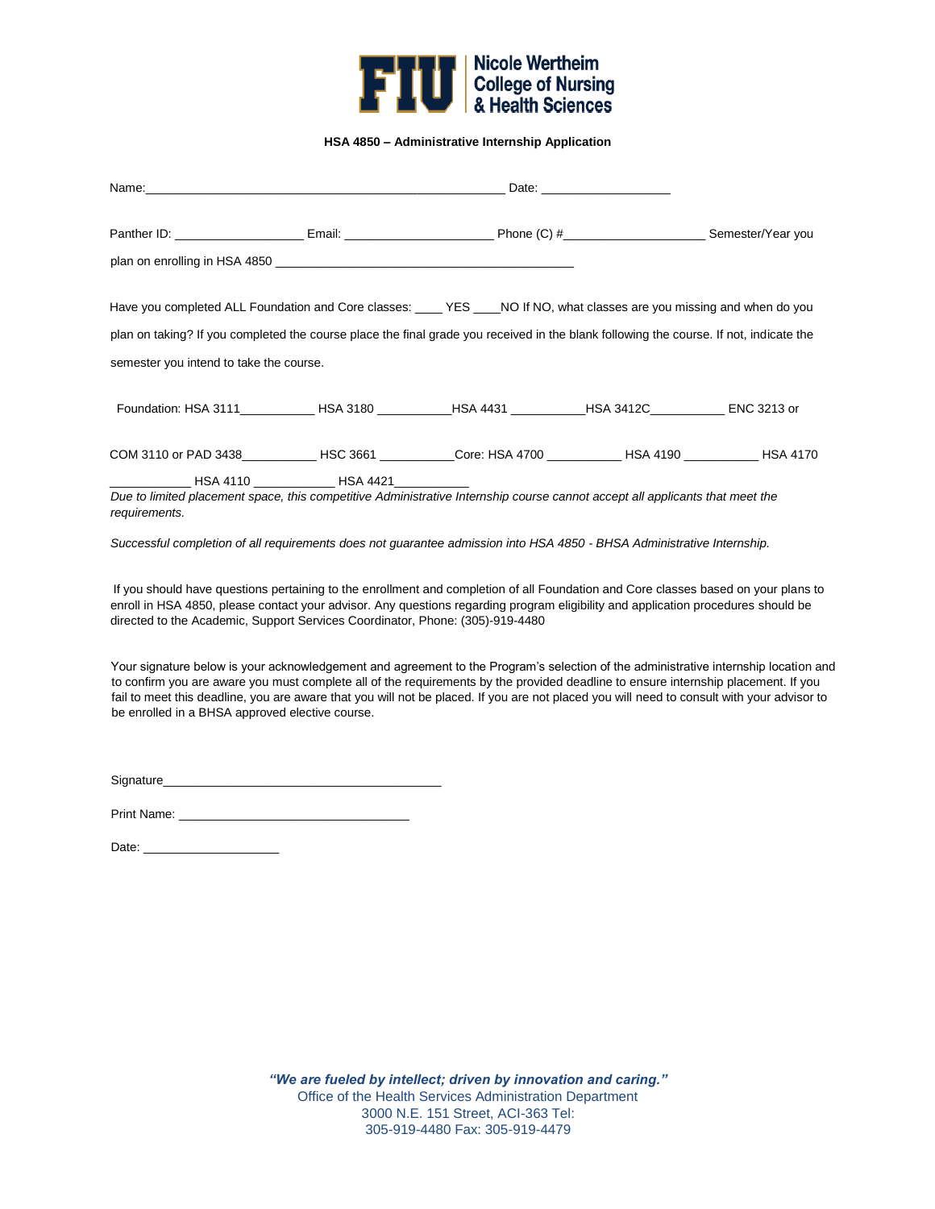**HSA 4850 – Administrative Internship Application**

Name:_____________________________________________________ Date: ___________________

Panther ID: ___________________ Email: ______________________ Phone (C) #_____________________ Semester/Year you plan on enrolling in HSA 4850 ____________________________________________

Have you completed ALL Foundation and Core classes: ____ YES ____NO If NO, what classes are you missing and when do you plan on taking? If you completed the course place the final grade you received in the blank following the course. If not, indicate the semester you intend to take the course.

Foundation: HSA 3111___________ HSA 3180 ___________HSA 4431 ___________HSA 3412C___________ ENC 3213 or COM 3110 or PAD 3438___________ HSC 3661 ___________Core: HSA 4700 ___________ HSA 4190 ___________ HSA 4170 ____________ HSA 4110 ____________ HSA 4421___________

*Due to limited placement space, this competitive Administrative Internship course cannot accept all applicants that meet the requirements.*

*Successful completion of all requirements does not guarantee admission into HSA 4850 - BHSA Administrative Internship.*

If you should have questions pertaining to the enrollment and completion of all Foundation and Core classes based on your plans to enroll in HSA 4850, please contact your advisor. Any questions regarding program eligibility and application procedures should be directed to the Academic, Support Services Coordinator, Phone: (305)-919-4480

Your signature below is your acknowledgement and agreement to the Program's selection of the administrative internship location and to confirm you are aware you must complete all of the requirements by the provided deadline to ensure internship placement. If you fail to meet this deadline, you are aware that you will not be placed. If you are not placed you will need to consult with your advisor to be enrolled in a BHSA approved elective course.

Signature_________________________________________

Print Name: _________________________________

Date: ____________________

***"We are fueled by intellect; driven by innovation and caring."***

Office of the Health Services Administration Department
3000 N.E. 151 Street, ACI-363 Tel:
305-919-4480 Fax: 305-919-4479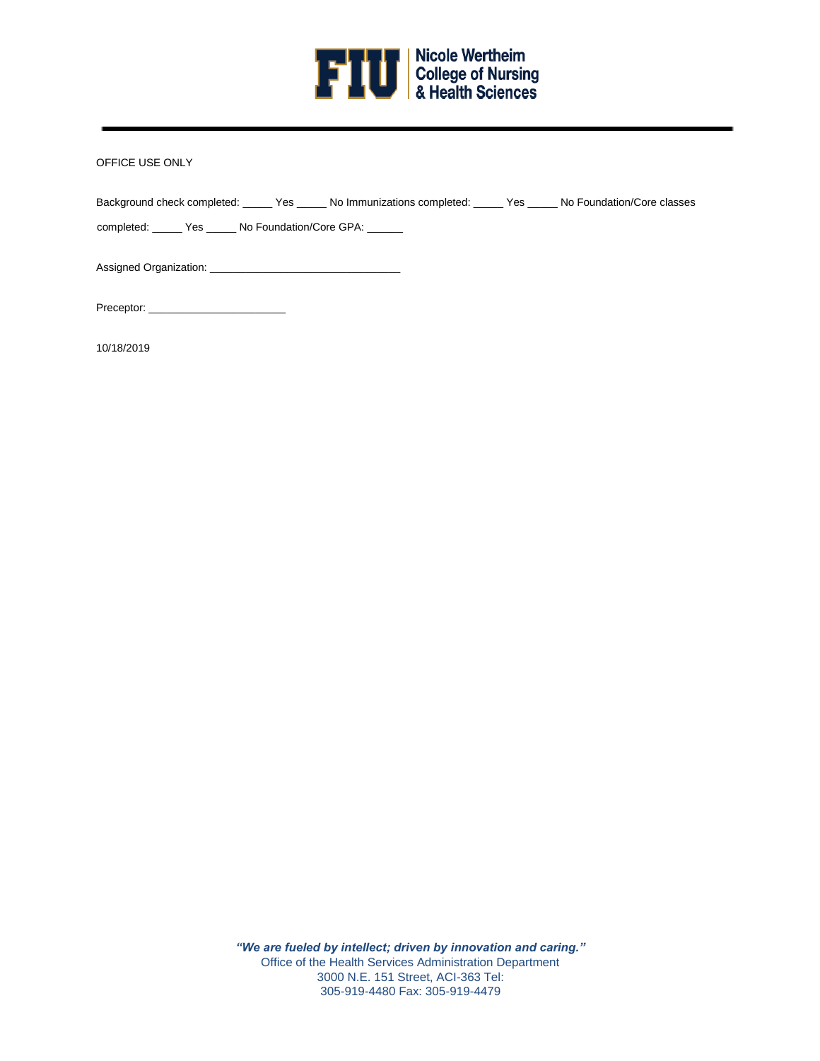OFFICE USE ONLY

Background check completed: _____ Yes _____ No Immunizations completed: _____ Yes _____ No Foundation/Core classes completed: _____ Yes _____ No Foundation/Core GPA: ______

Assigned Organization: ________________________________

Preceptor: _______________________

10/18/2019

***"We are fueled by intellect; driven by innovation and caring."***

Office of the Health Services Administration Department
3000 N.E. 151 Street, ACI-363 Tel: 305-919-4480 Fax: 305-919-4479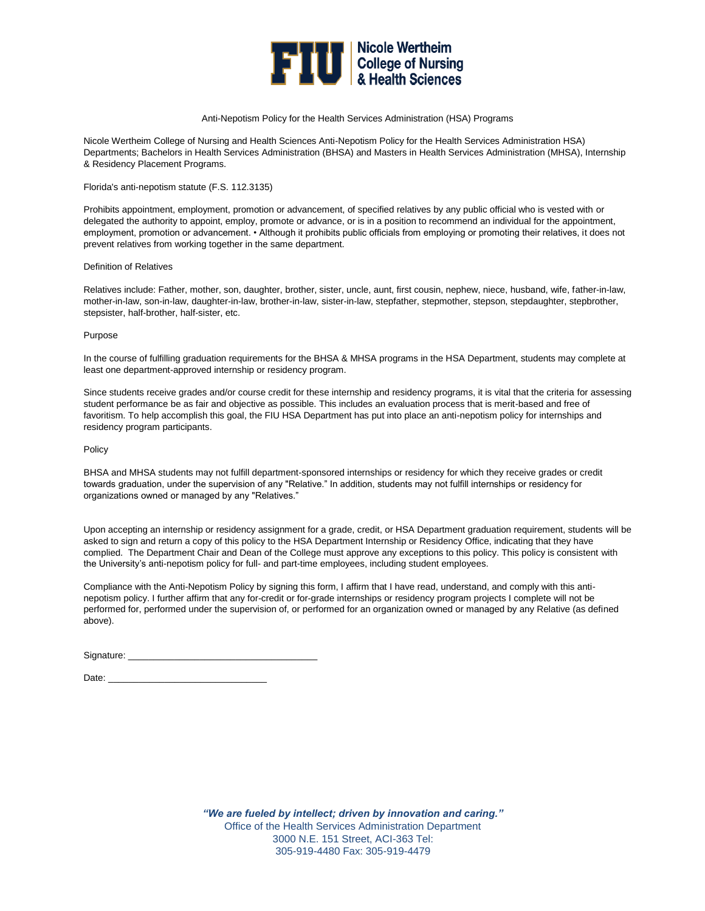FIU | Nicole Wertheim College of Nursing & Health Sciences

Anti-Nepotism Policy for the Health Services Administration (HSA) Programs

Nicole Wertheim College of Nursing and Health Sciences Anti-Nepotism Policy for the Health Services Administration HSA) Departments; Bachelors in Health Services Administration (BHSA) and Masters in Health Services Administration (MHSA), Internship & Residency Placement Programs.

Florida's anti-nepotism statute (F.S. 112.3135)

Prohibits appointment, employment, promotion or advancement, of specified relatives by any public official who is vested with or delegated the authority to appoint, employ, promote or advance, or is in a position to recommend an individual for the appointment, employment, promotion or advancement. • Although it prohibits public officials from employing or promoting their relatives, it does not prevent relatives from working together in the same department.

Definition of Relatives

Relatives include: Father, mother, son, daughter, brother, sister, uncle, aunt, first cousin, nephew, niece, husband, wife, father-in-law, mother-in-law, son-in-law, daughter-in-law, brother-in-law, sister-in-law, stepfather, stepmother, stepson, stepdaughter, stepbrother, stepsister, half-brother, half-sister, etc.

Purpose

In the course of fulfilling graduation requirements for the BHSA & MHSA programs in the HSA Department, students may complete at least one department-approved internship or residency program.

Since students receive grades and/or course credit for these internship and residency programs, it is vital that the criteria for assessing student performance be as fair and objective as possible. This includes an evaluation process that is merit-based and free of favoritism. To help accomplish this goal, the FIU HSA Department has put into place an anti-nepotism policy for internships and residency program participants.

Policy

BHSA and MHSA students may not fulfill department-sponsored internships or residency for which they receive grades or credit towards graduation, under the supervision of any "Relative." In addition, students may not fulfill internships or residency for organizations owned or managed by any "Relatives."

Upon accepting an internship or residency assignment for a grade, credit, or HSA Department graduation requirement, students will be asked to sign and return a copy of this policy to the HSA Department Internship or Residency Office, indicating that they have complied. The Department Chair and Dean of the College must approve any exceptions to this policy. This policy is consistent with the University's anti-nepotism policy for full- and part-time employees, including student employees.

Compliance with the Anti-Nepotism Policy by signing this form, I affirm that I have read, understand, and comply with this anti-nepotism policy. I further affirm that any for-credit or for-grade internships or residency program projects I complete will not be performed for, performed under the supervision of, or performed for an organization owned or managed by any Relative (as defined above).

Signature: ___________________________________

Date: ____________________________

***"We are fueled by intellect; driven by innovation and caring."***

Office of the Health Services Administration Department
3000 N.E. 151 Street, ACI-363 Tel:
305-919-4480 Fax: 305-919-4479